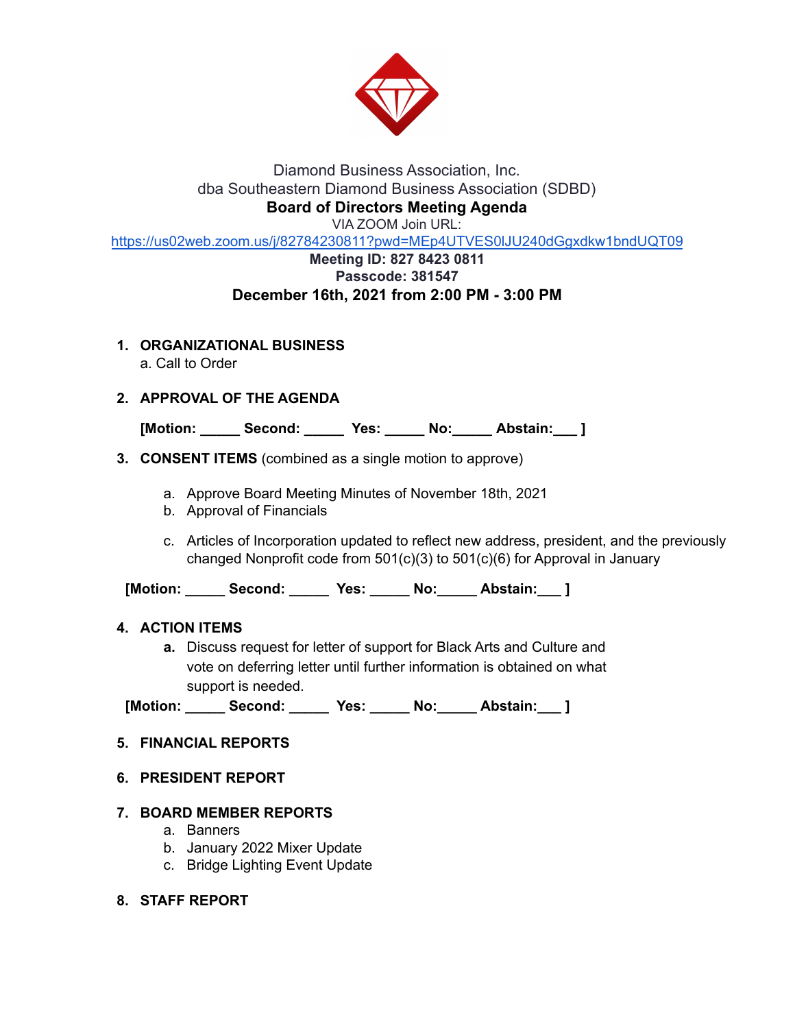Diamond Business Association, Inc.
dba Southeastern Diamond Business Association (SDBD)

**Board of Directors Meeting Agenda**

VIA ZOOM Join URL:
https://us02web.zoom.us/j/82784230811?pwd=MEp4UTVES0lJU240dGgxdkw1bndUQT09

**Meeting ID: 827 8423 0811**
**Passcode: 381547**

**December 16th, 2021 from 2:00 PM - 3:00 PM**

1. **ORGANIZATIONAL BUSINESS**
   a. Call to Order

2. **APPROVAL OF THE AGENDA**

   **[Motion: _____ Second: _____ Yes: _____ No:_____ Abstain:___ ]**

3. **CONSENT ITEMS** (combined as a single motion to approve)

   a. Approve Board Meeting Minutes of November 18th, 2021
   b. Approval of Financials
   c. Articles of Incorporation updated to reflect new address, president, and the previously changed Nonprofit code from 501(c)(3) to 501(c)(6) for Approval in January

   **[Motion: _____ Second: _____ Yes: _____ No:_____ Abstain:___ ]**

4. **ACTION ITEMS**
   **a.** Discuss request for letter of support for Black Arts and Culture and vote on deferring letter until further information is obtained on what support is needed.

   **[Motion: _____ Second: _____ Yes: _____ No:_____ Abstain:___ ]**

5. **FINANCIAL REPORTS**

6. **PRESIDENT REPORT**

7. **BOARD MEMBER REPORTS**
   a. Banners
   b. January 2022 Mixer Update
   c. Bridge Lighting Event Update

8. **STAFF REPORT**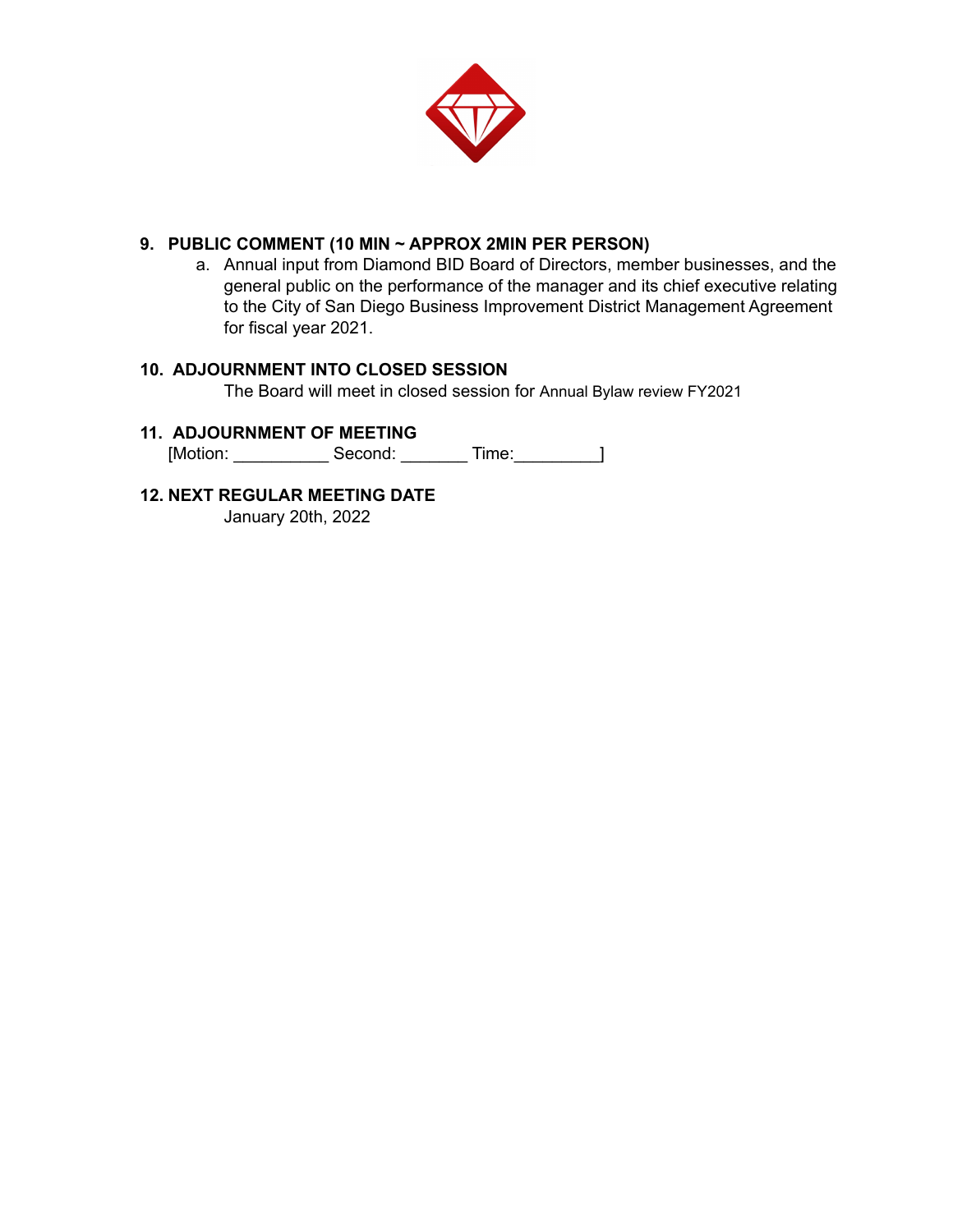## 9. PUBLIC COMMENT (10 MIN ~ APPROX 2MIN PER PERSON)

a. Annual input from Diamond BID Board of Directors, member businesses, and the general public on the performance of the manager and its chief executive relating to the City of San Diego Business Improvement District Management Agreement for fiscal year 2021.

## 10. ADJOURNMENT INTO CLOSED SESSION

The Board will meet in closed session for Annual Bylaw review FY2021

## 11. ADJOURNMENT OF MEETING

[Motion: __________ Second: _______ Time:_________]

## 12. NEXT REGULAR MEETING DATE

January 20th, 2022